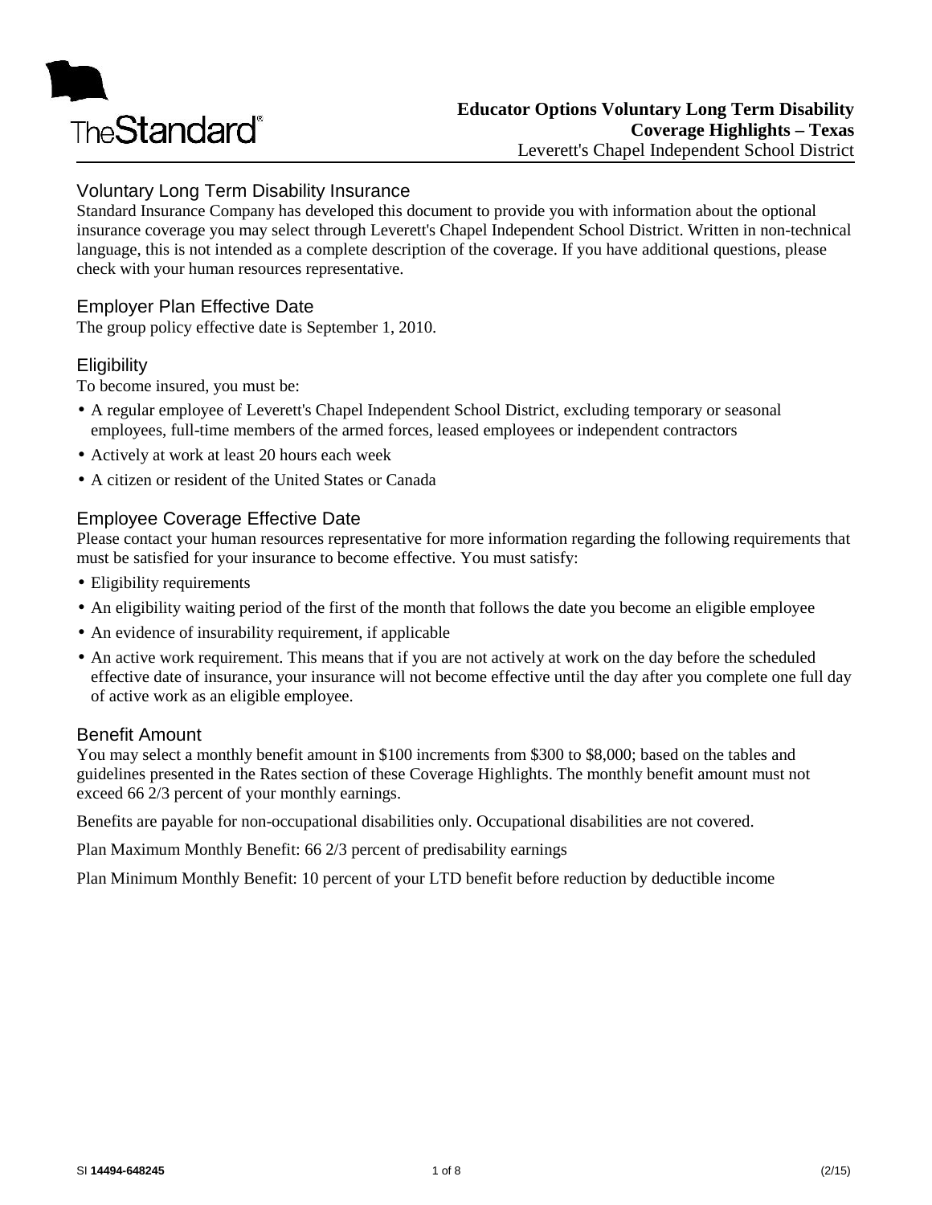# Educator Options Voluntary Long Term Disability
**Coverage Highlights – Texas**
Leverett's Chapel Independent School District

## Voluntary Long Term Disability Insurance

Standard Insurance Company has developed this document to provide you with information about the optional insurance coverage you may select through Leverett's Chapel Independent School District. Written in non-technical language, this is not intended as a complete description of the coverage. If you have additional questions, please check with your human resources representative.

## Employer Plan Effective Date

The group policy effective date is September 1, 2010.

## Eligibility

To become insured, you must be:

- A regular employee of Leverett's Chapel Independent School District, excluding temporary or seasonal employees, full-time members of the armed forces, leased employees or independent contractors
- Actively at work at least 20 hours each week
- A citizen or resident of the United States or Canada

## Employee Coverage Effective Date

Please contact your human resources representative for more information regarding the following requirements that must be satisfied for your insurance to become effective. You must satisfy:

- Eligibility requirements
- An eligibility waiting period of the first of the month that follows the date you become an eligible employee
- An evidence of insurability requirement, if applicable
- An active work requirement. This means that if you are not actively at work on the day before the scheduled effective date of insurance, your insurance will not become effective until the day after you complete one full day of active work as an eligible employee.

## Benefit Amount

You may select a monthly benefit amount in $100 increments from $300 to $8,000; based on the tables and guidelines presented in the Rates section of these Coverage Highlights. The monthly benefit amount must not exceed 66 2/3 percent of your monthly earnings.

Benefits are payable for non-occupational disabilities only. Occupational disabilities are not covered.

Plan Maximum Monthly Benefit: 66 2/3 percent of predisability earnings

Plan Minimum Monthly Benefit: 10 percent of your LTD benefit before reduction by deductible income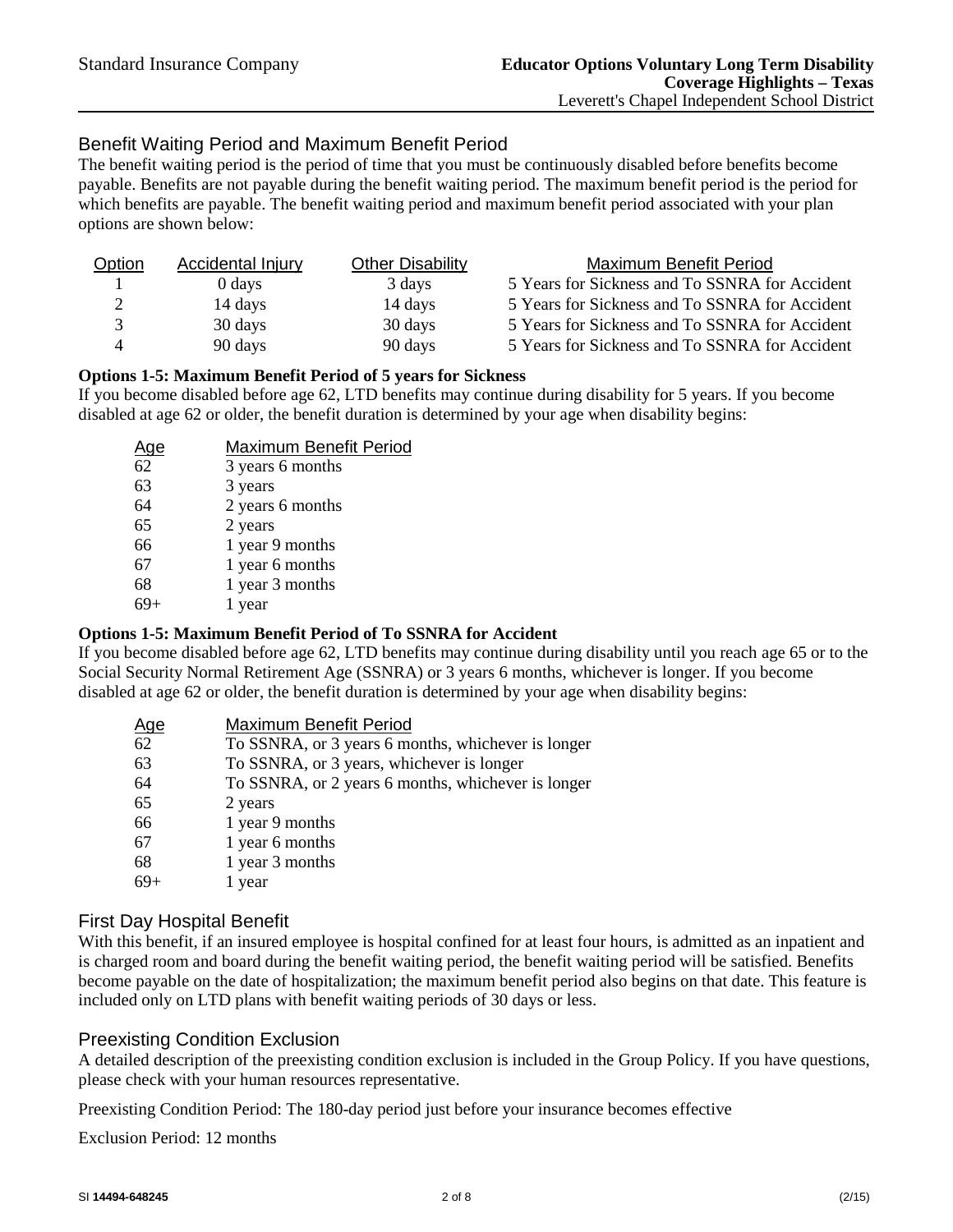## Benefit Waiting Period and Maximum Benefit Period

The benefit waiting period is the period of time that you must be continuously disabled before benefits become payable. Benefits are not payable during the benefit waiting period. The maximum benefit period is the period for which benefits are payable. The benefit waiting period and maximum benefit period associated with your plan options are shown below:

| Option | Accidental Injury | Other Disability | Maximum Benefit Period |
|---|---|---|---|
| 1 | 0 days | 3 days | 5 Years for Sickness and To SSNRA for Accident |
| 2 | 14 days | 14 days | 5 Years for Sickness and To SSNRA for Accident |
| 3 | 30 days | 30 days | 5 Years for Sickness and To SSNRA for Accident |
| 4 | 90 days | 90 days | 5 Years for Sickness and To SSNRA for Accident |

**Options 1-5: Maximum Benefit Period of 5 years for Sickness**

If you become disabled before age 62, LTD benefits may continue during disability for 5 years. If you become disabled at age 62 or older, the benefit duration is determined by your age when disability begins:

| Age | Maximum Benefit Period |
|---|---|
| 62 | 3 years 6 months |
| 63 | 3 years |
| 64 | 2 years 6 months |
| 65 | 2 years |
| 66 | 1 year 9 months |
| 67 | 1 year 6 months |
| 68 | 1 year 3 months |
| 69+ | 1 year |

**Options 1-5: Maximum Benefit Period of To SSNRA for Accident**

If you become disabled before age 62, LTD benefits may continue during disability until you reach age 65 or to the Social Security Normal Retirement Age (SSNRA) or 3 years 6 months, whichever is longer. If you become disabled at age 62 or older, the benefit duration is determined by your age when disability begins:

| Age | Maximum Benefit Period |
|---|---|
| 62 | To SSNRA, or 3 years 6 months, whichever is longer |
| 63 | To SSNRA, or 3 years, whichever is longer |
| 64 | To SSNRA, or 2 years 6 months, whichever is longer |
| 65 | 2 years |
| 66 | 1 year 9 months |
| 67 | 1 year 6 months |
| 68 | 1 year 3 months |
| 69+ | 1 year |

## First Day Hospital Benefit

With this benefit, if an insured employee is hospital confined for at least four hours, is admitted as an inpatient and is charged room and board during the benefit waiting period, the benefit waiting period will be satisfied. Benefits become payable on the date of hospitalization; the maximum benefit period also begins on that date. This feature is included only on LTD plans with benefit waiting periods of 30 days or less.

## Preexisting Condition Exclusion

A detailed description of the preexisting condition exclusion is included in the Group Policy. If you have questions, please check with your human resources representative.

Preexisting Condition Period: The 180-day period just before your insurance becomes effective

Exclusion Period: 12 months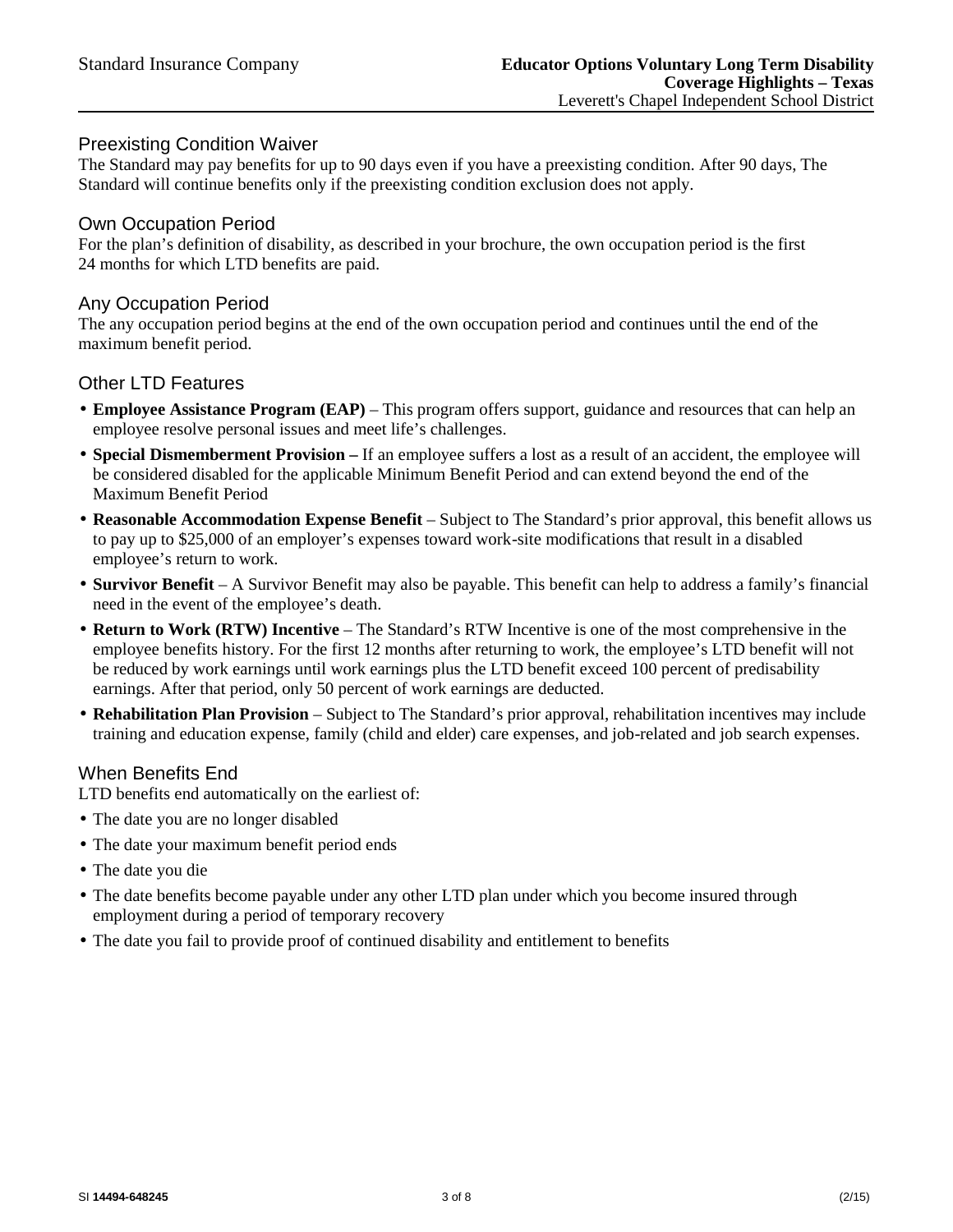## Preexisting Condition Waiver

The Standard may pay benefits for up to 90 days even if you have a preexisting condition. After 90 days, The Standard will continue benefits only if the preexisting condition exclusion does not apply.

## Own Occupation Period

For the plan's definition of disability, as described in your brochure, the own occupation period is the first 24 months for which LTD benefits are paid.

## Any Occupation Period

The any occupation period begins at the end of the own occupation period and continues until the end of the maximum benefit period.

## Other LTD Features

- **Employee Assistance Program (EAP)** – This program offers support, guidance and resources that can help an employee resolve personal issues and meet life's challenges.
- **Special Dismemberment Provision –** If an employee suffers a lost as a result of an accident, the employee will be considered disabled for the applicable Minimum Benefit Period and can extend beyond the end of the Maximum Benefit Period
- **Reasonable Accommodation Expense Benefit** – Subject to The Standard's prior approval, this benefit allows us to pay up to $25,000 of an employer's expenses toward work-site modifications that result in a disabled employee's return to work.
- **Survivor Benefit** – A Survivor Benefit may also be payable. This benefit can help to address a family's financial need in the event of the employee's death.
- **Return to Work (RTW) Incentive** – The Standard's RTW Incentive is one of the most comprehensive in the employee benefits history. For the first 12 months after returning to work, the employee's LTD benefit will not be reduced by work earnings until work earnings plus the LTD benefit exceed 100 percent of predisability earnings. After that period, only 50 percent of work earnings are deducted.
- **Rehabilitation Plan Provision** – Subject to The Standard's prior approval, rehabilitation incentives may include training and education expense, family (child and elder) care expenses, and job-related and job search expenses.

## When Benefits End

LTD benefits end automatically on the earliest of:

- The date you are no longer disabled
- The date your maximum benefit period ends
- The date you die
- The date benefits become payable under any other LTD plan under which you become insured through employment during a period of temporary recovery
- The date you fail to provide proof of continued disability and entitlement to benefits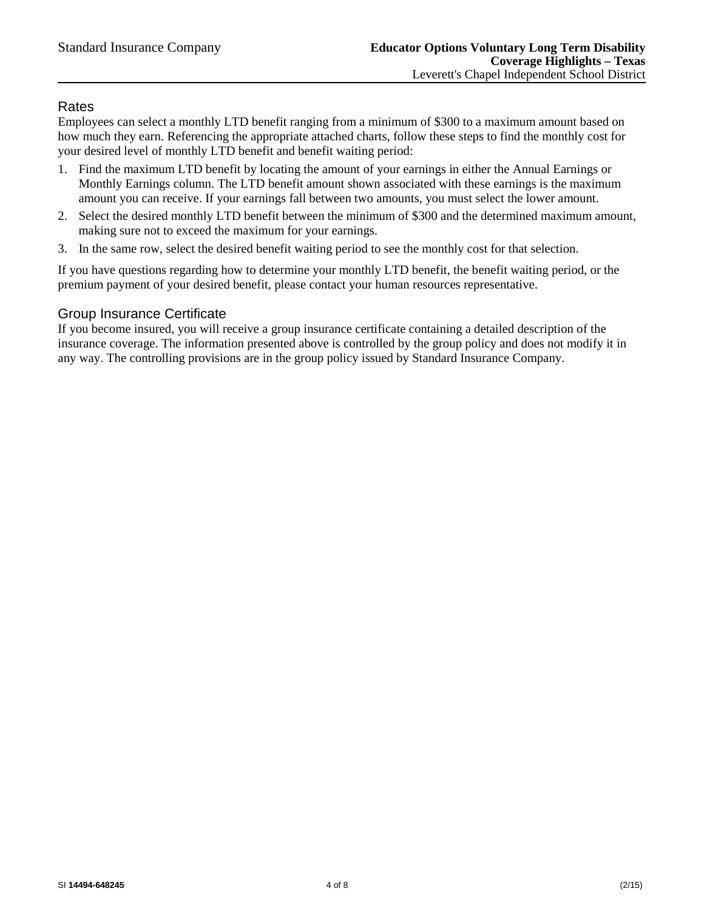## Rates

Employees can select a monthly LTD benefit ranging from a minimum of $300 to a maximum amount based on how much they earn. Referencing the appropriate attached charts, follow these steps to find the monthly cost for your desired level of monthly LTD benefit and benefit waiting period:

1. Find the maximum LTD benefit by locating the amount of your earnings in either the Annual Earnings or Monthly Earnings column. The LTD benefit amount shown associated with these earnings is the maximum amount you can receive. If your earnings fall between two amounts, you must select the lower amount.
2. Select the desired monthly LTD benefit between the minimum of $300 and the determined maximum amount, making sure not to exceed the maximum for your earnings.
3. In the same row, select the desired benefit waiting period to see the monthly cost for that selection.

If you have questions regarding how to determine your monthly LTD benefit, the benefit waiting period, or the premium payment of your desired benefit, please contact your human resources representative.

## Group Insurance Certificate

If you become insured, you will receive a group insurance certificate containing a detailed description of the insurance coverage. The information presented above is controlled by the group policy and does not modify it in any way. The controlling provisions are in the group policy issued by Standard Insurance Company.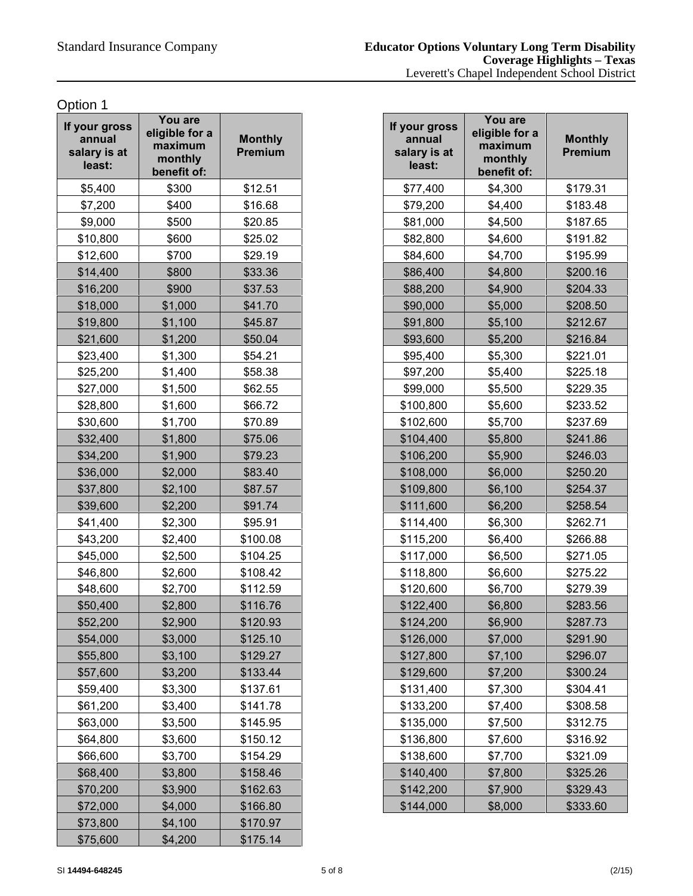## Option 1

| If your gross annual salary is at least: | You are eligible for a maximum monthly benefit of: | Monthly Premium |
|---|---|---|
| $5,400 | $300 | $12.51 |
| $7,200 | $400 | $16.68 |
| $9,000 | $500 | $20.85 |
| $10,800 | $600 | $25.02 |
| $12,600 | $700 | $29.19 |
| $14,400 | $800 | $33.36 |
| $16,200 | $900 | $37.53 |
| $18,000 | $1,000 | $41.70 |
| $19,800 | $1,100 | $45.87 |
| $21,600 | $1,200 | $50.04 |
| $23,400 | $1,300 | $54.21 |
| $25,200 | $1,400 | $58.38 |
| $27,000 | $1,500 | $62.55 |
| $28,800 | $1,600 | $66.72 |
| $30,600 | $1,700 | $70.89 |
| $32,400 | $1,800 | $75.06 |
| $34,200 | $1,900 | $79.23 |
| $36,000 | $2,000 | $83.40 |
| $37,800 | $2,100 | $87.57 |
| $39,600 | $2,200 | $91.74 |
| $41,400 | $2,300 | $95.91 |
| $43,200 | $2,400 | $100.08 |
| $45,000 | $2,500 | $104.25 |
| $46,800 | $2,600 | $108.42 |
| $48,600 | $2,700 | $112.59 |
| $50,400 | $2,800 | $116.76 |
| $52,200 | $2,900 | $120.93 |
| $54,000 | $3,000 | $125.10 |
| $55,800 | $3,100 | $129.27 |
| $57,600 | $3,200 | $133.44 |
| $59,400 | $3,300 | $137.61 |
| $61,200 | $3,400 | $141.78 |
| $63,000 | $3,500 | $145.95 |
| $64,800 | $3,600 | $150.12 |
| $66,600 | $3,700 | $154.29 |
| $68,400 | $3,800 | $158.46 |
| $70,200 | $3,900 | $162.63 |
| $72,000 | $4,000 | $166.80 |
| $73,800 | $4,100 | $170.97 |
| $75,600 | $4,200 | $175.14 |
| $77,400 | $4,300 | $179.31 |
| $79,200 | $4,400 | $183.48 |
| $81,000 | $4,500 | $187.65 |
| $82,800 | $4,600 | $191.82 |
| $84,600 | $4,700 | $195.99 |
| $86,400 | $4,800 | $200.16 |
| $88,200 | $4,900 | $204.33 |
| $90,000 | $5,000 | $208.50 |
| $91,800 | $5,100 | $212.67 |
| $93,600 | $5,200 | $216.84 |
| $95,400 | $5,300 | $221.01 |
| $97,200 | $5,400 | $225.18 |
| $99,000 | $5,500 | $229.35 |
| $100,800 | $5,600 | $233.52 |
| $102,600 | $5,700 | $237.69 |
| $104,400 | $5,800 | $241.86 |
| $106,200 | $5,900 | $246.03 |
| $108,000 | $6,000 | $250.20 |
| $109,800 | $6,100 | $254.37 |
| $111,600 | $6,200 | $258.54 |
| $114,400 | $6,300 | $262.71 |
| $115,200 | $6,400 | $266.88 |
| $117,000 | $6,500 | $271.05 |
| $118,800 | $6,600 | $275.22 |
| $120,600 | $6,700 | $279.39 |
| $122,400 | $6,800 | $283.56 |
| $124,200 | $6,900 | $287.73 |
| $126,000 | $7,000 | $291.90 |
| $127,800 | $7,100 | $296.07 |
| $129,600 | $7,200 | $300.24 |
| $131,400 | $7,300 | $304.41 |
| $133,200 | $7,400 | $308.58 |
| $135,000 | $7,500 | $312.75 |
| $136,800 | $7,600 | $316.92 |
| $138,600 | $7,700 | $321.09 |
| $140,400 | $7,800 | $325.26 |
| $142,200 | $7,900 | $329.43 |
| $144,000 | $8,000 | $333.60 |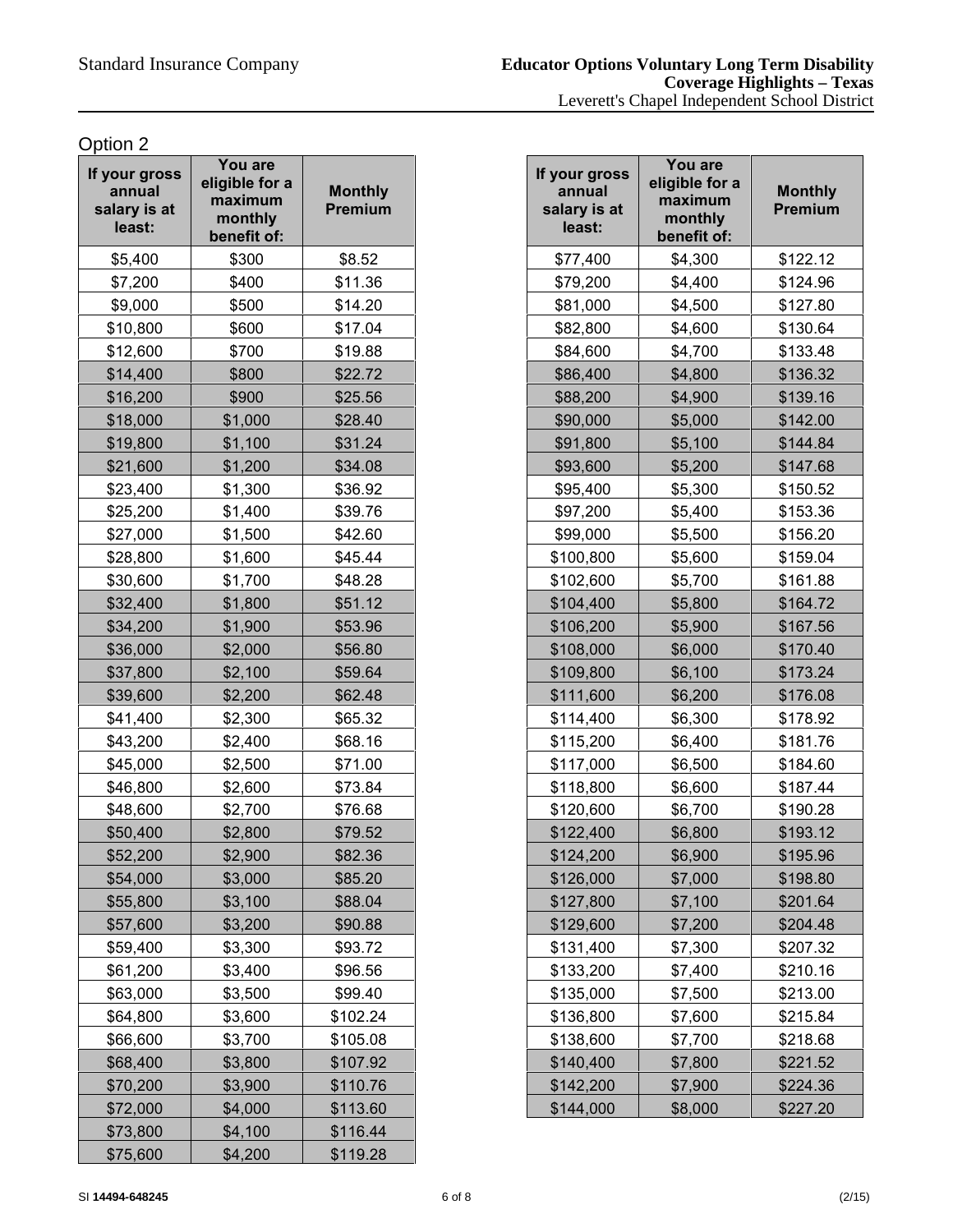## Option 2

| If your gross annual salary is at least: | You are eligible for a maximum monthly benefit of: | Monthly Premium |
|---|---|---|
| $5,400 | $300 | $8.52 |
| $7,200 | $400 | $11.36 |
| $9,000 | $500 | $14.20 |
| $10,800 | $600 | $17.04 |
| $12,600 | $700 | $19.88 |
| $14,400 | $800 | $22.72 |
| $16,200 | $900 | $25.56 |
| $18,000 | $1,000 | $28.40 |
| $19,800 | $1,100 | $31.24 |
| $21,600 | $1,200 | $34.08 |
| $23,400 | $1,300 | $36.92 |
| $25,200 | $1,400 | $39.76 |
| $27,000 | $1,500 | $42.60 |
| $28,800 | $1,600 | $45.44 |
| $30,600 | $1,700 | $48.28 |
| $32,400 | $1,800 | $51.12 |
| $34,200 | $1,900 | $53.96 |
| $36,000 | $2,000 | $56.80 |
| $37,800 | $2,100 | $59.64 |
| $39,600 | $2,200 | $62.48 |
| $41,400 | $2,300 | $65.32 |
| $43,200 | $2,400 | $68.16 |
| $45,000 | $2,500 | $71.00 |
| $46,800 | $2,600 | $73.84 |
| $48,600 | $2,700 | $76.68 |
| $50,400 | $2,800 | $79.52 |
| $52,200 | $2,900 | $82.36 |
| $54,000 | $3,000 | $85.20 |
| $55,800 | $3,100 | $88.04 |
| $57,600 | $3,200 | $90.88 |
| $59,400 | $3,300 | $93.72 |
| $61,200 | $3,400 | $96.56 |
| $63,000 | $3,500 | $99.40 |
| $64,800 | $3,600 | $102.24 |
| $66,600 | $3,700 | $105.08 |
| $68,400 | $3,800 | $107.92 |
| $70,200 | $3,900 | $110.76 |
| $72,000 | $4,000 | $113.60 |
| $73,800 | $4,100 | $116.44 |
| $75,600 | $4,200 | $119.28 |
| $77,400 | $4,300 | $122.12 |
| $79,200 | $4,400 | $124.96 |
| $81,000 | $4,500 | $127.80 |
| $82,800 | $4,600 | $130.64 |
| $84,600 | $4,700 | $133.48 |
| $86,400 | $4,800 | $136.32 |
| $88,200 | $4,900 | $139.16 |
| $90,000 | $5,000 | $142.00 |
| $91,800 | $5,100 | $144.84 |
| $93,600 | $5,200 | $147.68 |
| $95,400 | $5,300 | $150.52 |
| $97,200 | $5,400 | $153.36 |
| $99,000 | $5,500 | $156.20 |
| $100,800 | $5,600 | $159.04 |
| $102,600 | $5,700 | $161.88 |
| $104,400 | $5,800 | $164.72 |
| $106,200 | $5,900 | $167.56 |
| $108,000 | $6,000 | $170.40 |
| $109,800 | $6,100 | $173.24 |
| $111,600 | $6,200 | $176.08 |
| $114,400 | $6,300 | $178.92 |
| $115,200 | $6,400 | $181.76 |
| $117,000 | $6,500 | $184.60 |
| $118,800 | $6,600 | $187.44 |
| $120,600 | $6,700 | $190.28 |
| $122,400 | $6,800 | $193.12 |
| $124,200 | $6,900 | $195.96 |
| $126,000 | $7,000 | $198.80 |
| $127,800 | $7,100 | $201.64 |
| $129,600 | $7,200 | $204.48 |
| $131,400 | $7,300 | $207.32 |
| $133,200 | $7,400 | $210.16 |
| $135,000 | $7,500 | $213.00 |
| $136,800 | $7,600 | $215.84 |
| $138,600 | $7,700 | $218.68 |
| $140,400 | $7,800 | $221.52 |
| $142,200 | $7,900 | $224.36 |
| $144,000 | $8,000 | $227.20 |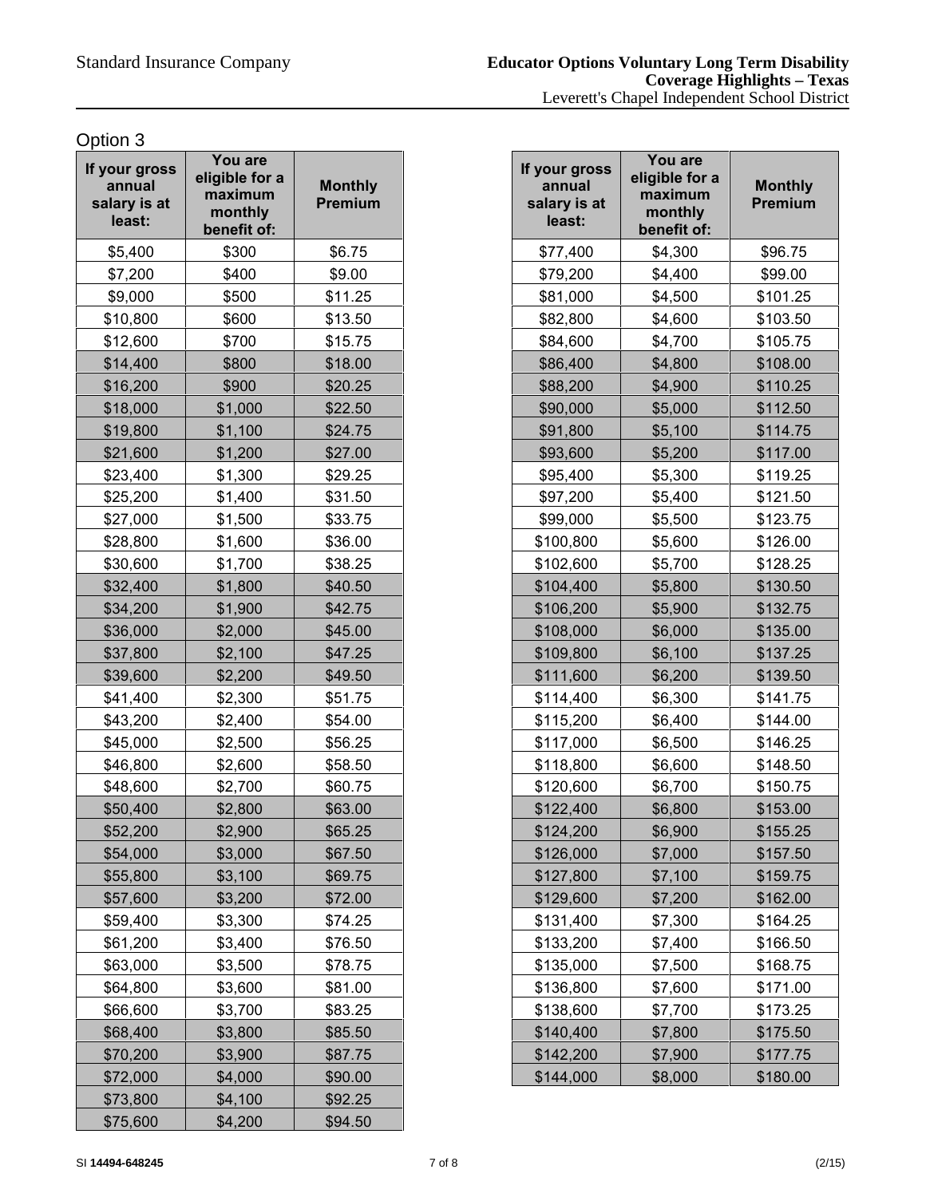## Option 3

| If your gross annual salary is at least: | You are eligible for a maximum monthly benefit of: | Monthly Premium |
|---|---|---|
| $5,400 | $300 | $6.75 |
| $7,200 | $400 | $9.00 |
| $9,000 | $500 | $11.25 |
| $10,800 | $600 | $13.50 |
| $12,600 | $700 | $15.75 |
| $14,400 | $800 | $18.00 |
| $16,200 | $900 | $20.25 |
| $18,000 | $1,000 | $22.50 |
| $19,800 | $1,100 | $24.75 |
| $21,600 | $1,200 | $27.00 |
| $23,400 | $1,300 | $29.25 |
| $25,200 | $1,400 | $31.50 |
| $27,000 | $1,500 | $33.75 |
| $28,800 | $1,600 | $36.00 |
| $30,600 | $1,700 | $38.25 |
| $32,400 | $1,800 | $40.50 |
| $34,200 | $1,900 | $42.75 |
| $36,000 | $2,000 | $45.00 |
| $37,800 | $2,100 | $47.25 |
| $39,600 | $2,200 | $49.50 |
| $41,400 | $2,300 | $51.75 |
| $43,200 | $2,400 | $54.00 |
| $45,000 | $2,500 | $56.25 |
| $46,800 | $2,600 | $58.50 |
| $48,600 | $2,700 | $60.75 |
| $50,400 | $2,800 | $63.00 |
| $52,200 | $2,900 | $65.25 |
| $54,000 | $3,000 | $67.50 |
| $55,800 | $3,100 | $69.75 |
| $57,600 | $3,200 | $72.00 |
| $59,400 | $3,300 | $74.25 |
| $61,200 | $3,400 | $76.50 |
| $63,000 | $3,500 | $78.75 |
| $64,800 | $3,600 | $81.00 |
| $66,600 | $3,700 | $83.25 |
| $68,400 | $3,800 | $85.50 |
| $70,200 | $3,900 | $87.75 |
| $72,000 | $4,000 | $90.00 |
| $73,800 | $4,100 | $92.25 |
| $75,600 | $4,200 | $94.50 |
| $77,400 | $4,300 | $96.75 |
| $79,200 | $4,400 | $99.00 |
| $81,000 | $4,500 | $101.25 |
| $82,800 | $4,600 | $103.50 |
| $84,600 | $4,700 | $105.75 |
| $86,400 | $4,800 | $108.00 |
| $88,200 | $4,900 | $110.25 |
| $90,000 | $5,000 | $112.50 |
| $91,800 | $5,100 | $114.75 |
| $93,600 | $5,200 | $117.00 |
| $95,400 | $5,300 | $119.25 |
| $97,200 | $5,400 | $121.50 |
| $99,000 | $5,500 | $123.75 |
| $100,800 | $5,600 | $126.00 |
| $102,600 | $5,700 | $128.25 |
| $104,400 | $5,800 | $130.50 |
| $106,200 | $5,900 | $132.75 |
| $108,000 | $6,000 | $135.00 |
| $109,800 | $6,100 | $137.25 |
| $111,600 | $6,200 | $139.50 |
| $114,400 | $6,300 | $141.75 |
| $115,200 | $6,400 | $144.00 |
| $117,000 | $6,500 | $146.25 |
| $118,800 | $6,600 | $148.50 |
| $120,600 | $6,700 | $150.75 |
| $122,400 | $6,800 | $153.00 |
| $124,200 | $6,900 | $155.25 |
| $126,000 | $7,000 | $157.50 |
| $127,800 | $7,100 | $159.75 |
| $129,600 | $7,200 | $162.00 |
| $131,400 | $7,300 | $164.25 |
| $133,200 | $7,400 | $166.50 |
| $135,000 | $7,500 | $168.75 |
| $136,800 | $7,600 | $171.00 |
| $138,600 | $7,700 | $173.25 |
| $140,400 | $7,800 | $175.50 |
| $142,200 | $7,900 | $177.75 |
| $144,000 | $8,000 | $180.00 |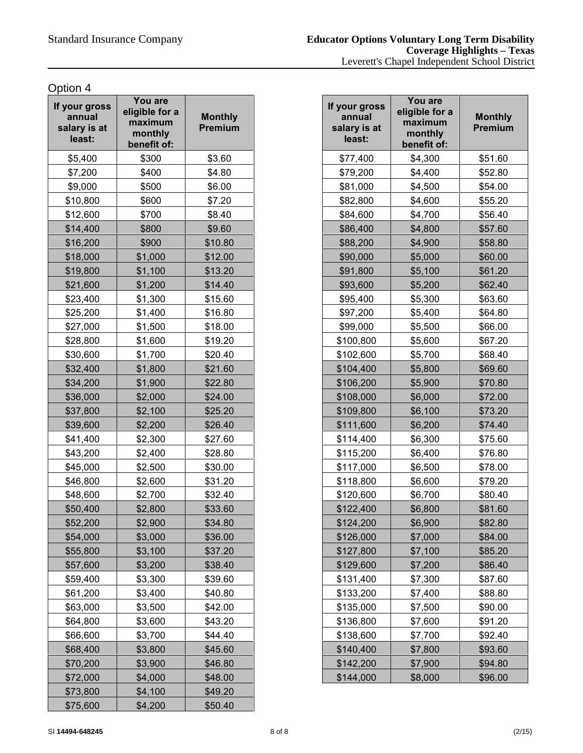## Option 4

| If your gross annual salary is at least: | You are eligible for a maximum monthly benefit of: | Monthly Premium |
|---|---|---|
| $5,400 | $300 | $3.60 |
| $7,200 | $400 | $4.80 |
| $9,000 | $500 | $6.00 |
| $10,800 | $600 | $7.20 |
| $12,600 | $700 | $8.40 |
| $14,400 | $800 | $9.60 |
| $16,200 | $900 | $10.80 |
| $18,000 | $1,000 | $12.00 |
| $19,800 | $1,100 | $13.20 |
| $21,600 | $1,200 | $14.40 |
| $23,400 | $1,300 | $15.60 |
| $25,200 | $1,400 | $16.80 |
| $27,000 | $1,500 | $18.00 |
| $28,800 | $1,600 | $19.20 |
| $30,600 | $1,700 | $20.40 |
| $32,400 | $1,800 | $21.60 |
| $34,200 | $1,900 | $22.80 |
| $36,000 | $2,000 | $24.00 |
| $37,800 | $2,100 | $25.20 |
| $39,600 | $2,200 | $26.40 |
| $41,400 | $2,300 | $27.60 |
| $43,200 | $2,400 | $28.80 |
| $45,000 | $2,500 | $30.00 |
| $46,800 | $2,600 | $31.20 |
| $48,600 | $2,700 | $32.40 |
| $50,400 | $2,800 | $33.60 |
| $52,200 | $2,900 | $34.80 |
| $54,000 | $3,000 | $36.00 |
| $55,800 | $3,100 | $37.20 |
| $57,600 | $3,200 | $38.40 |
| $59,400 | $3,300 | $39.60 |
| $61,200 | $3,400 | $40.80 |
| $63,000 | $3,500 | $42.00 |
| $64,800 | $3,600 | $43.20 |
| $66,600 | $3,700 | $44.40 |
| $68,400 | $3,800 | $45.60 |
| $70,200 | $3,900 | $46.80 |
| $72,000 | $4,000 | $48.00 |
| $73,800 | $4,100 | $49.20 |
| $75,600 | $4,200 | $50.40 |
| $77,400 | $4,300 | $51.60 |
| $79,200 | $4,400 | $52.80 |
| $81,000 | $4,500 | $54.00 |
| $82,800 | $4,600 | $55.20 |
| $84,600 | $4,700 | $56.40 |
| $86,400 | $4,800 | $57.60 |
| $88,200 | $4,900 | $58.80 |
| $90,000 | $5,000 | $60.00 |
| $91,800 | $5,100 | $61.20 |
| $93,600 | $5,200 | $62.40 |
| $95,400 | $5,300 | $63.60 |
| $97,200 | $5,400 | $64.80 |
| $99,000 | $5,500 | $66.00 |
| $100,800 | $5,600 | $67.20 |
| $102,600 | $5,700 | $68.40 |
| $104,400 | $5,800 | $69.60 |
| $106,200 | $5,900 | $70.80 |
| $108,000 | $6,000 | $72.00 |
| $109,800 | $6,100 | $73.20 |
| $111,600 | $6,200 | $74.40 |
| $114,400 | $6,300 | $75.60 |
| $115,200 | $6,400 | $76.80 |
| $117,000 | $6,500 | $78.00 |
| $118,800 | $6,600 | $79.20 |
| $120,600 | $6,700 | $80.40 |
| $122,400 | $6,800 | $81.60 |
| $124,200 | $6,900 | $82.80 |
| $126,000 | $7,000 | $84.00 |
| $127,800 | $7,100 | $85.20 |
| $129,600 | $7,200 | $86.40 |
| $131,400 | $7,300 | $87.60 |
| $133,200 | $7,400 | $88.80 |
| $135,000 | $7,500 | $90.00 |
| $136,800 | $7,600 | $91.20 |
| $138,600 | $7,700 | $92.40 |
| $140,400 | $7,800 | $93.60 |
| $142,200 | $7,900 | $94.80 |
| $144,000 | $8,000 | $96.00 |